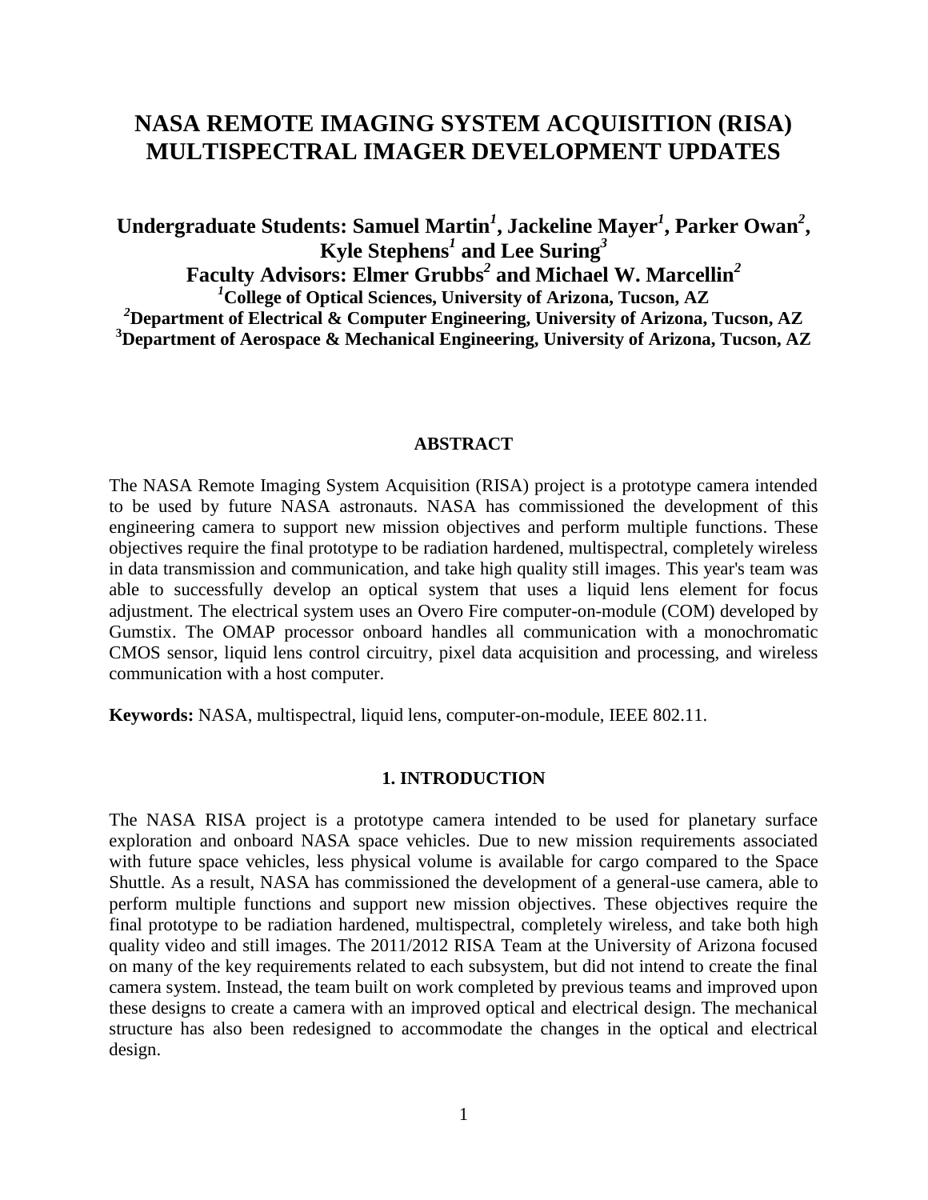# NASA REMOTE IMAGING SYSTEM ACQUISITION (RISA) MULTISPECTRAL IMAGER DEVELOPMENT UPDATES

**Undergraduate Students: Samuel Martin[1], Jackeline Mayer[1], Parker Owan[2], Kyle Stephens[1] and Lee Suring[3]**

**Faculty Advisors: Elmer Grubbs[2] and Michael W. Marcellin[2]**

**[1]College of Optical Sciences, University of Arizona, Tucson, AZ**

**[2]Department of Electrical & Computer Engineering, University of Arizona, Tucson, AZ**

**[3]Department of Aerospace & Mechanical Engineering, University of Arizona, Tucson, AZ**

## ABSTRACT

The NASA Remote Imaging System Acquisition (RISA) project is a prototype camera intended to be used by future NASA astronauts. NASA has commissioned the development of this engineering camera to support new mission objectives and perform multiple functions. These objectives require the final prototype to be radiation hardened, multispectral, completely wireless in data transmission and communication, and take high quality still images. This year's team was able to successfully develop an optical system that uses a liquid lens element for focus adjustment. The electrical system uses an Overo Fire computer-on-module (COM) developed by Gumstix. The OMAP processor onboard handles all communication with a monochromatic CMOS sensor, liquid lens control circuitry, pixel data acquisition and processing, and wireless communication with a host computer.

**Keywords:** NASA, multispectral, liquid lens, computer-on-module, IEEE 802.11.

## 1. INTRODUCTION

The NASA RISA project is a prototype camera intended to be used for planetary surface exploration and onboard NASA space vehicles. Due to new mission requirements associated with future space vehicles, less physical volume is available for cargo compared to the Space Shuttle. As a result, NASA has commissioned the development of a general-use camera, able to perform multiple functions and support new mission objectives. These objectives require the final prototype to be radiation hardened, multispectral, completely wireless, and take both high quality video and still images. The 2011/2012 RISA Team at the University of Arizona focused on many of the key requirements related to each subsystem, but did not intend to create the final camera system. Instead, the team built on work completed by previous teams and improved upon these designs to create a camera with an improved optical and electrical design. The mechanical structure has also been redesigned to accommodate the changes in the optical and electrical design.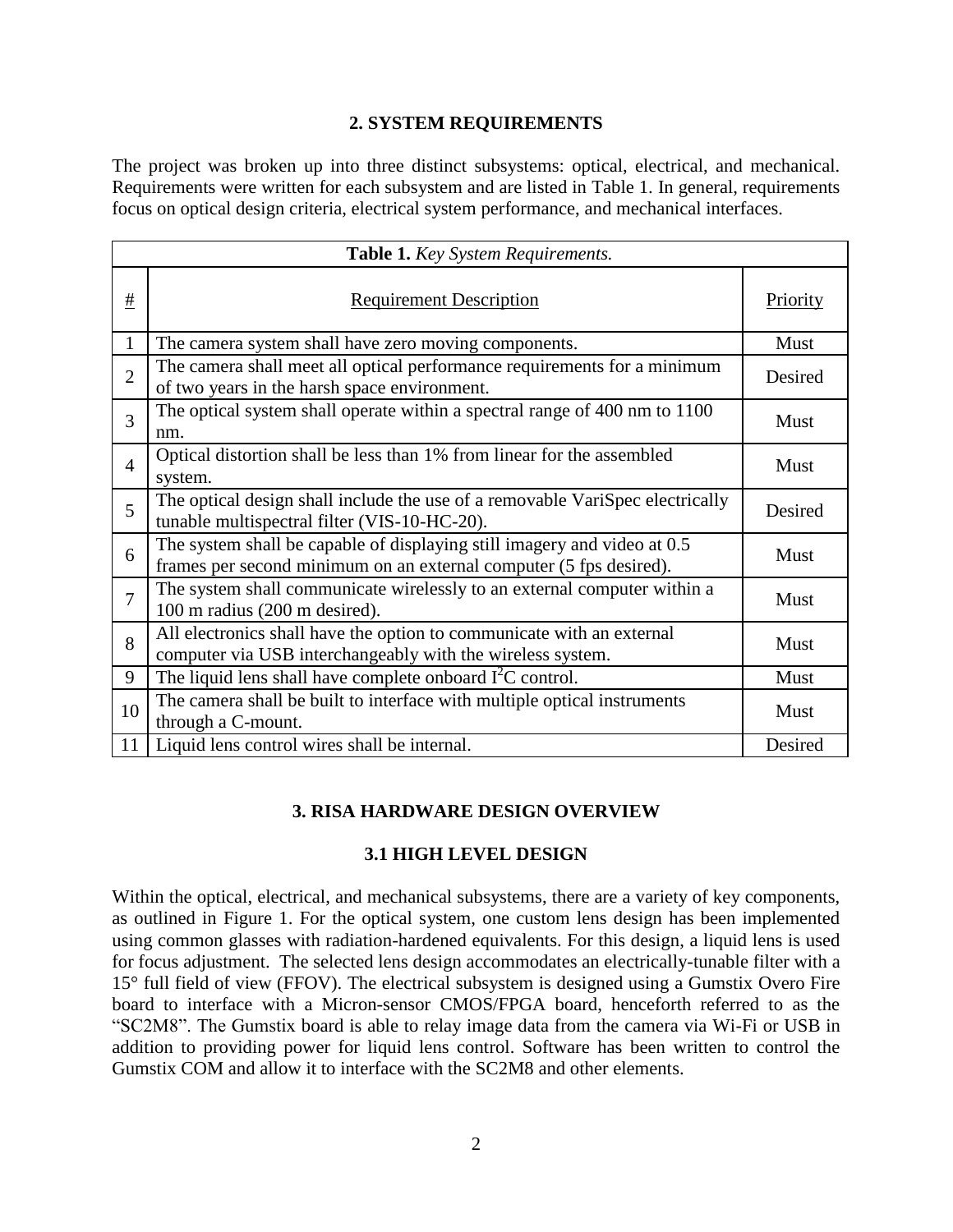## 2. SYSTEM REQUIREMENTS

The project was broken up into three distinct subsystems: optical, electrical, and mechanical. Requirements were written for each subsystem and are listed in Table 1. In general, requirements focus on optical design criteria, electrical system performance, and mechanical interfaces.

**Table 1.** *Key System Requirements.*

| # | Requirement Description | Priority |
|---|---|---|
| 1 | The camera system shall have zero moving components. | Must |
| 2 | The camera shall meet all optical performance requirements for a minimum of two years in the harsh space environment. | Desired |
| 3 | The optical system shall operate within a spectral range of 400 nm to 1100 nm. | Must |
| 4 | Optical distortion shall be less than 1% from linear for the assembled system. | Must |
| 5 | The optical design shall include the use of a removable VariSpec electrically tunable multispectral filter (VIS-10-HC-20). | Desired |
| 6 | The system shall be capable of displaying still imagery and video at 0.5 frames per second minimum on an external computer (5 fps desired). | Must |
| 7 | The system shall communicate wirelessly to an external computer within a 100 m radius (200 m desired). | Must |
| 8 | All electronics shall have the option to communicate with an external computer via USB interchangeably with the wireless system. | Must |
| 9 | The liquid lens shall have complete onboard $I^2C$ control. | Must |
| 10 | The camera shall be built to interface with multiple optical instruments through a C-mount. | Must |
| 11 | Liquid lens control wires shall be internal. | Desired |

## 3. RISA HARDWARE DESIGN OVERVIEW

### 3.1 HIGH LEVEL DESIGN

Within the optical, electrical, and mechanical subsystems, there are a variety of key components, as outlined in Figure 1. For the optical system, one custom lens design has been implemented using common glasses with radiation-hardened equivalents. For this design, a liquid lens is used for focus adjustment. The selected lens design accommodates an electrically-tunable filter with a 15° full field of view (FFOV). The electrical subsystem is designed using a Gumstix Overo Fire board to interface with a Micron-sensor CMOS/FPGA board, henceforth referred to as the "SC2M8". The Gumstix board is able to relay image data from the camera via Wi-Fi or USB in addition to providing power for liquid lens control. Software has been written to control the Gumstix COM and allow it to interface with the SC2M8 and other elements.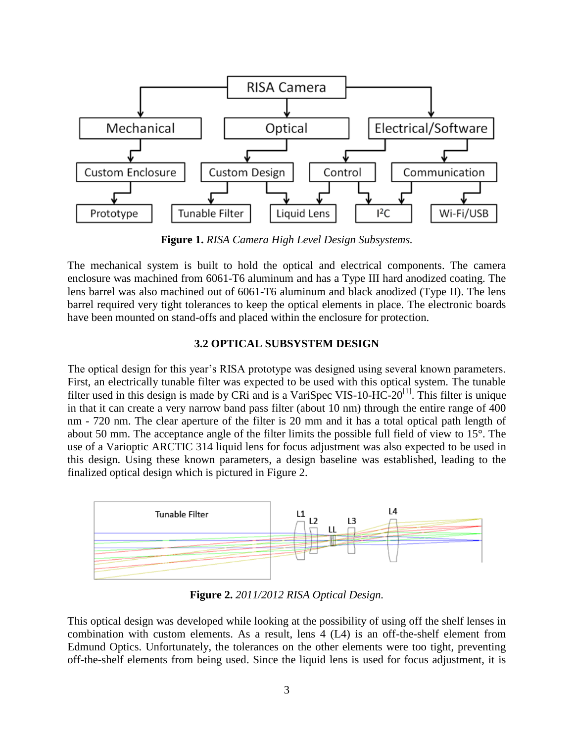**Figure 1.** *RISA Camera High Level Design Subsystems.*

The mechanical system is built to hold the optical and electrical components. The camera enclosure was machined from 6061-T6 aluminum and has a Type III hard anodized coating. The lens barrel was also machined out of 6061-T6 aluminum and black anodized (Type II). The lens barrel required very tight tolerances to keep the optical elements in place. The electronic boards have been mounted on stand-offs and placed within the enclosure for protection.

### 3.2 OPTICAL SUBSYSTEM DESIGN

The optical design for this year's RISA prototype was designed using several known parameters. First, an electrically tunable filter was expected to be used with this optical system. The tunable filter used in this design is made by CRi and is a VariSpec VIS-10-HC-20[1]. This filter is unique in that it can create a very narrow band pass filter (about 10 nm) through the entire range of 400 nm - 720 nm. The clear aperture of the filter is 20 mm and it has a total optical path length of about 50 mm. The acceptance angle of the filter limits the possible full field of view to 15°. The use of a Varioptic ARCTIC 314 liquid lens for focus adjustment was also expected to be used in this design. Using these known parameters, a design baseline was established, leading to the finalized optical design which is pictured in Figure 2.

**Figure 2.** *2011/2012 RISA Optical Design.*

This optical design was developed while looking at the possibility of using off the shelf lenses in combination with custom elements. As a result, lens 4 (L4) is an off-the-shelf element from Edmund Optics. Unfortunately, the tolerances on the other elements were too tight, preventing off-the-shelf elements from being used. Since the liquid lens is used for focus adjustment, it is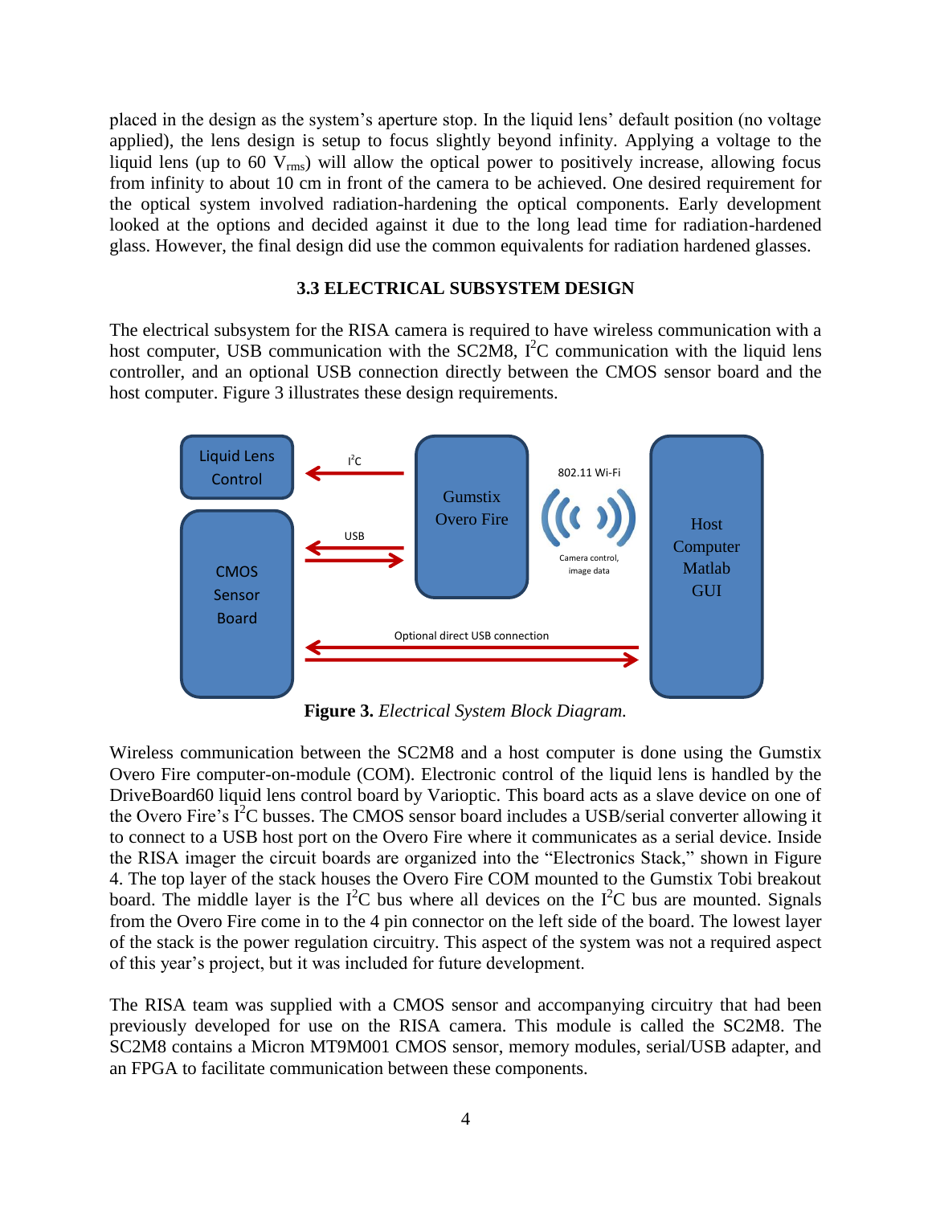placed in the design as the system's aperture stop. In the liquid lens' default position (no voltage applied), the lens design is setup to focus slightly beyond infinity. Applying a voltage to the liquid lens (up to 60 $V_{rms}$) will allow the optical power to positively increase, allowing focus from infinity to about 10 cm in front of the camera to be achieved. One desired requirement for the optical system involved radiation-hardening the optical components. Early development looked at the options and decided against it due to the long lead time for radiation-hardened glass. However, the final design did use the common equivalents for radiation hardened glasses.

### 3.3 ELECTRICAL SUBSYSTEM DESIGN

The electrical subsystem for the RISA camera is required to have wireless communication with a host computer, USB communication with the SC2M8, $I^2C$ communication with the liquid lens controller, and an optional USB connection directly between the CMOS sensor board and the host computer. Figure 3 illustrates these design requirements.

**Figure 3.** *Electrical System Block Diagram.*

Wireless communication between the SC2M8 and a host computer is done using the Gumstix Overo Fire computer-on-module (COM). Electronic control of the liquid lens is handled by the DriveBoard60 liquid lens control board by Varioptic. This board acts as a slave device on one of the Overo Fire's $I^2C$ busses. The CMOS sensor board includes a USB/serial converter allowing it to connect to a USB host port on the Overo Fire where it communicates as a serial device. Inside the RISA imager the circuit boards are organized into the "Electronics Stack," shown in Figure 4. The top layer of the stack houses the Overo Fire COM mounted to the Gumstix Tobi breakout board. The middle layer is the $I^2C$ bus where all devices on the $I^2C$ bus are mounted. Signals from the Overo Fire come in to the 4 pin connector on the left side of the board. The lowest layer of the stack is the power regulation circuitry. This aspect of the system was not a required aspect of this year's project, but it was included for future development.

The RISA team was supplied with a CMOS sensor and accompanying circuitry that had been previously developed for use on the RISA camera. This module is called the SC2M8. The SC2M8 contains a Micron MT9M001 CMOS sensor, memory modules, serial/USB adapter, and an FPGA to facilitate communication between these components.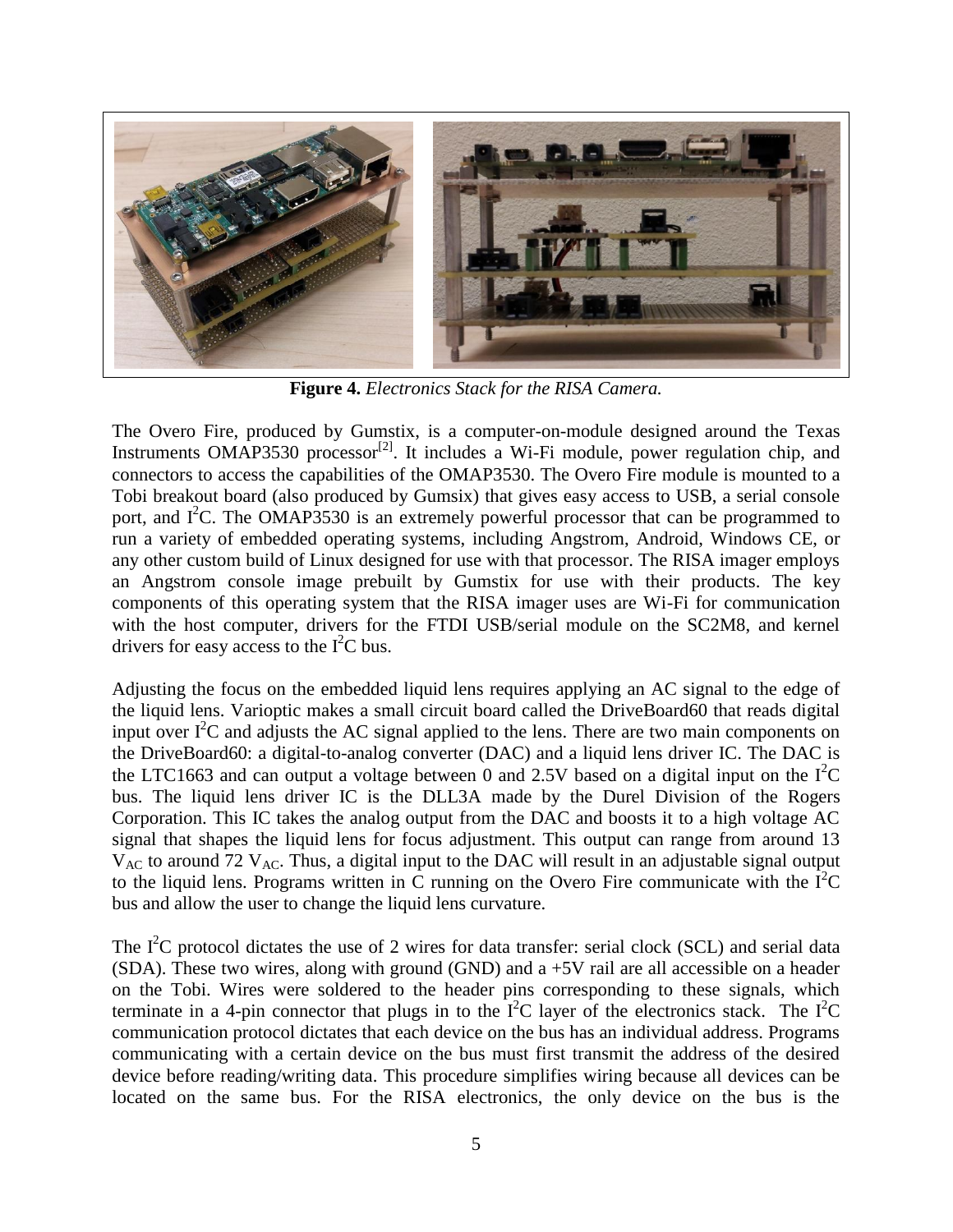**Figure 4.** *Electronics Stack for the RISA Camera.*

The Overo Fire, produced by Gumstix, is a computer-on-module designed around the Texas Instruments OMAP3530 processor[2]. It includes a Wi-Fi module, power regulation chip, and connectors to access the capabilities of the OMAP3530. The Overo Fire module is mounted to a Tobi breakout board (also produced by Gumsix) that gives easy access to USB, a serial console port, and $I^2C$. The OMAP3530 is an extremely powerful processor that can be programmed to run a variety of embedded operating systems, including Angstrom, Android, Windows CE, or any other custom build of Linux designed for use with that processor. The RISA imager employs an Angstrom console image prebuilt by Gumstix for use with their products. The key components of this operating system that the RISA imager uses are Wi-Fi for communication with the host computer, drivers for the FTDI USB/serial module on the SC2M8, and kernel drivers for easy access to the $I^2C$ bus.

Adjusting the focus on the embedded liquid lens requires applying an AC signal to the edge of the liquid lens. Varioptic makes a small circuit board called the DriveBoard60 that reads digital input over $I^2C$ and adjusts the AC signal applied to the lens. There are two main components on the DriveBoard60: a digital-to-analog converter (DAC) and a liquid lens driver IC. The DAC is the LTC1663 and can output a voltage between 0 and 2.5V based on a digital input on the $I^2C$ bus. The liquid lens driver IC is the DLL3A made by the Durel Division of the Rogers Corporation. This IC takes the analog output from the DAC and boosts it to a high voltage AC signal that shapes the liquid lens for focus adjustment. This output can range from around 13 $V_{AC}$ to around 72 $V_{AC}$. Thus, a digital input to the DAC will result in an adjustable signal output to the liquid lens. Programs written in C running on the Overo Fire communicate with the $I^2C$ bus and allow the user to change the liquid lens curvature.

The $I^2C$ protocol dictates the use of 2 wires for data transfer: serial clock (SCL) and serial data (SDA). These two wires, along with ground (GND) and a +5V rail are all accessible on a header on the Tobi. Wires were soldered to the header pins corresponding to these signals, which terminate in a 4-pin connector that plugs in to the $I^2C$ layer of the electronics stack. The $I^2C$ communication protocol dictates that each device on the bus has an individual address. Programs communicating with a certain device on the bus must first transmit the address of the desired device before reading/writing data. This procedure simplifies wiring because all devices can be located on the same bus. For the RISA electronics, the only device on the bus is the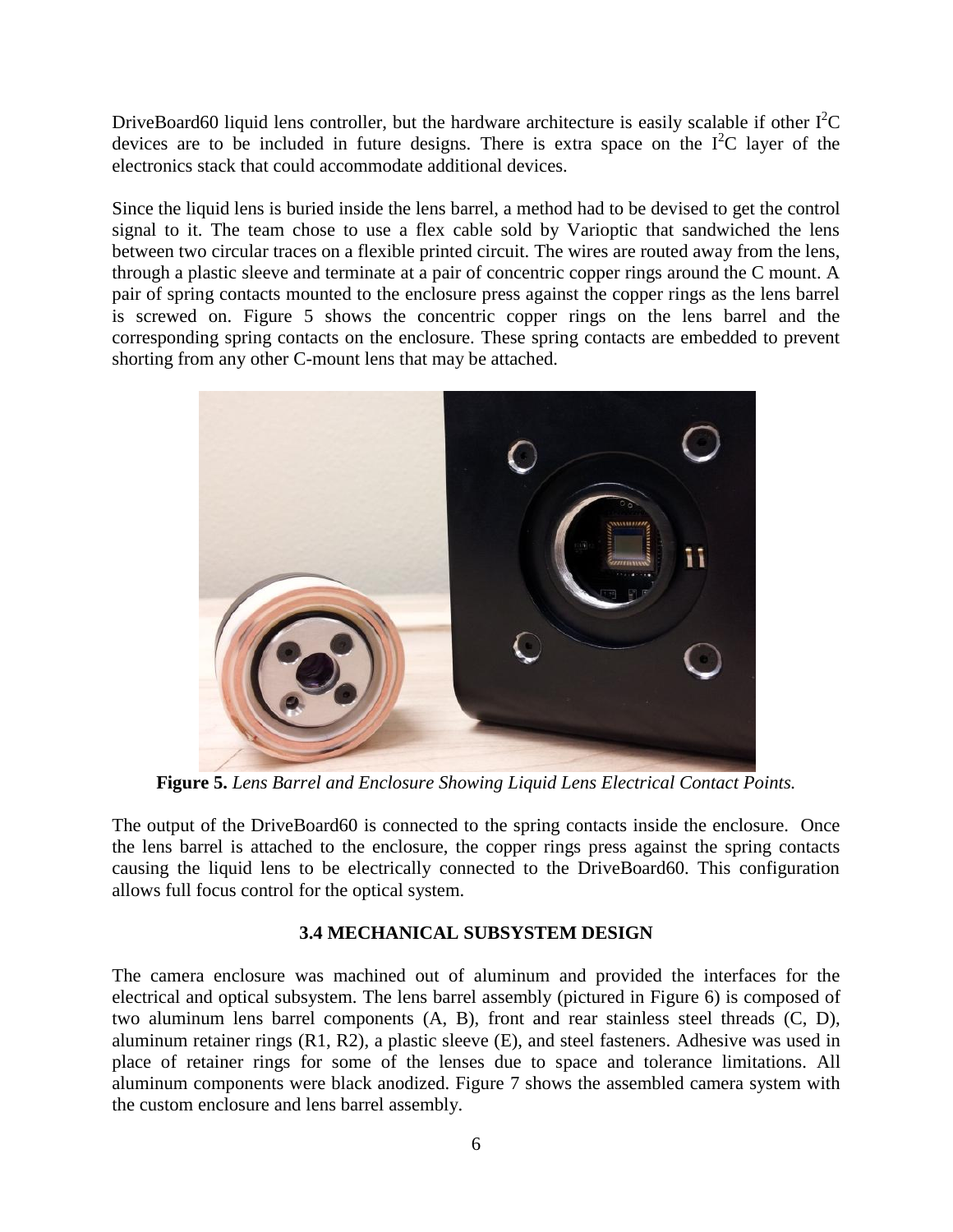DriveBoard60 liquid lens controller, but the hardware architecture is easily scalable if other $I^2C$ devices are to be included in future designs. There is extra space on the $I^2C$ layer of the electronics stack that could accommodate additional devices.

Since the liquid lens is buried inside the lens barrel, a method had to be devised to get the control signal to it. The team chose to use a flex cable sold by Varioptic that sandwiched the lens between two circular traces on a flexible printed circuit. The wires are routed away from the lens, through a plastic sleeve and terminate at a pair of concentric copper rings around the C mount. A pair of spring contacts mounted to the enclosure press against the copper rings as the lens barrel is screwed on. Figure 5 shows the concentric copper rings on the lens barrel and the corresponding spring contacts on the enclosure. These spring contacts are embedded to prevent shorting from any other C-mount lens that may be attached.

**Figure 5.** *Lens Barrel and Enclosure Showing Liquid Lens Electrical Contact Points.*

The output of the DriveBoard60 is connected to the spring contacts inside the enclosure. Once the lens barrel is attached to the enclosure, the copper rings press against the spring contacts causing the liquid lens to be electrically connected to the DriveBoard60. This configuration allows full focus control for the optical system.

### 3.4 MECHANICAL SUBSYSTEM DESIGN

The camera enclosure was machined out of aluminum and provided the interfaces for the electrical and optical subsystem. The lens barrel assembly (pictured in Figure 6) is composed of two aluminum lens barrel components (A, B), front and rear stainless steel threads (C, D), aluminum retainer rings (R1, R2), a plastic sleeve (E), and steel fasteners. Adhesive was used in place of retainer rings for some of the lenses due to space and tolerance limitations. All aluminum components were black anodized. Figure 7 shows the assembled camera system with the custom enclosure and lens barrel assembly.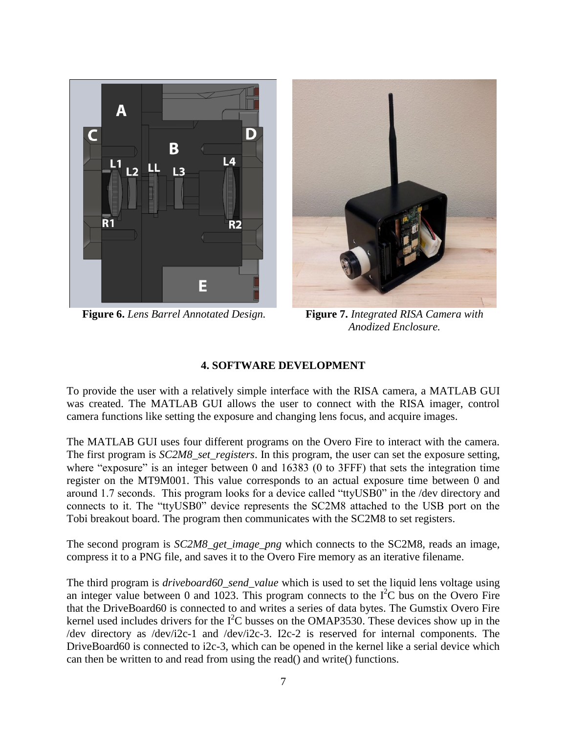**Figure 6.** *Lens Barrel Annotated Design.*

**Figure 7.** *Integrated RISA Camera with Anodized Enclosure.*

## 4. SOFTWARE DEVELOPMENT

To provide the user with a relatively simple interface with the RISA camera, a MATLAB GUI was created. The MATLAB GUI allows the user to connect with the RISA imager, control camera functions like setting the exposure and changing lens focus, and acquire images.

The MATLAB GUI uses four different programs on the Overo Fire to interact with the camera. The first program is *SC2M8_set_registers*. In this program, the user can set the exposure setting, where "exposure" is an integer between 0 and 16383 (0 to 3FFF) that sets the integration time register on the MT9M001. This value corresponds to an actual exposure time between 0 and around 1.7 seconds. This program looks for a device called "ttyUSB0" in the /dev directory and connects to it. The "ttyUSB0" device represents the SC2M8 attached to the USB port on the Tobi breakout board. The program then communicates with the SC2M8 to set registers.

The second program is *SC2M8_get_image_png* which connects to the SC2M8, reads an image, compress it to a PNG file, and saves it to the Overo Fire memory as an iterative filename.

The third program is *driveboard60_send_value* which is used to set the liquid lens voltage using an integer value between 0 and 1023. This program connects to the $I^2C$ bus on the Overo Fire that the DriveBoard60 is connected to and writes a series of data bytes. The Gumstix Overo Fire kernel used includes drivers for the $I^2C$ busses on the OMAP3530. These devices show up in the /dev directory as /dev/i2c-1 and /dev/i2c-3. I2c-2 is reserved for internal components. The DriveBoard60 is connected to i2c-3, which can be opened in the kernel like a serial device which can then be written to and read from using the read() and write() functions.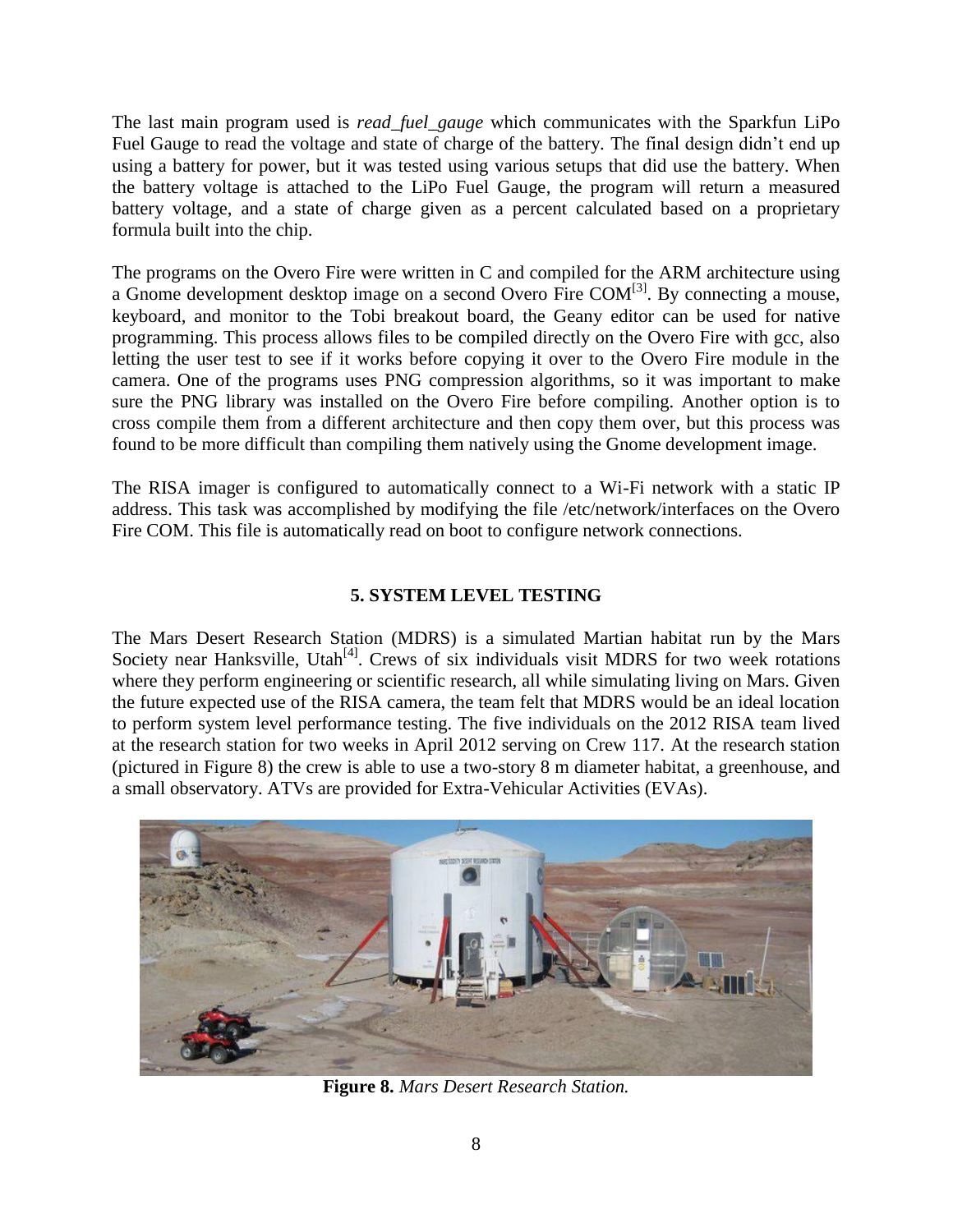The last main program used is *read_fuel_gauge* which communicates with the Sparkfun LiPo Fuel Gauge to read the voltage and state of charge of the battery. The final design didn't end up using a battery for power, but it was tested using various setups that did use the battery. When the battery voltage is attached to the LiPo Fuel Gauge, the program will return a measured battery voltage, and a state of charge given as a percent calculated based on a proprietary formula built into the chip.

The programs on the Overo Fire were written in C and compiled for the ARM architecture using a Gnome development desktop image on a second Overo Fire COM[3]. By connecting a mouse, keyboard, and monitor to the Tobi breakout board, the Geany editor can be used for native programming. This process allows files to be compiled directly on the Overo Fire with gcc, also letting the user test to see if it works before copying it over to the Overo Fire module in the camera. One of the programs uses PNG compression algorithms, so it was important to make sure the PNG library was installed on the Overo Fire before compiling. Another option is to cross compile them from a different architecture and then copy them over, but this process was found to be more difficult than compiling them natively using the Gnome development image.

The RISA imager is configured to automatically connect to a Wi-Fi network with a static IP address. This task was accomplished by modifying the file /etc/network/interfaces on the Overo Fire COM. This file is automatically read on boot to configure network connections.

## 5. SYSTEM LEVEL TESTING

The Mars Desert Research Station (MDRS) is a simulated Martian habitat run by the Mars Society near Hanksville, Utah[4]. Crews of six individuals visit MDRS for two week rotations where they perform engineering or scientific research, all while simulating living on Mars. Given the future expected use of the RISA camera, the team felt that MDRS would be an ideal location to perform system level performance testing. The five individuals on the 2012 RISA team lived at the research station for two weeks in April 2012 serving on Crew 117. At the research station (pictured in Figure 8) the crew is able to use a two-story 8 m diameter habitat, a greenhouse, and a small observatory. ATVs are provided for Extra-Vehicular Activities (EVAs).

**Figure 8.** *Mars Desert Research Station.*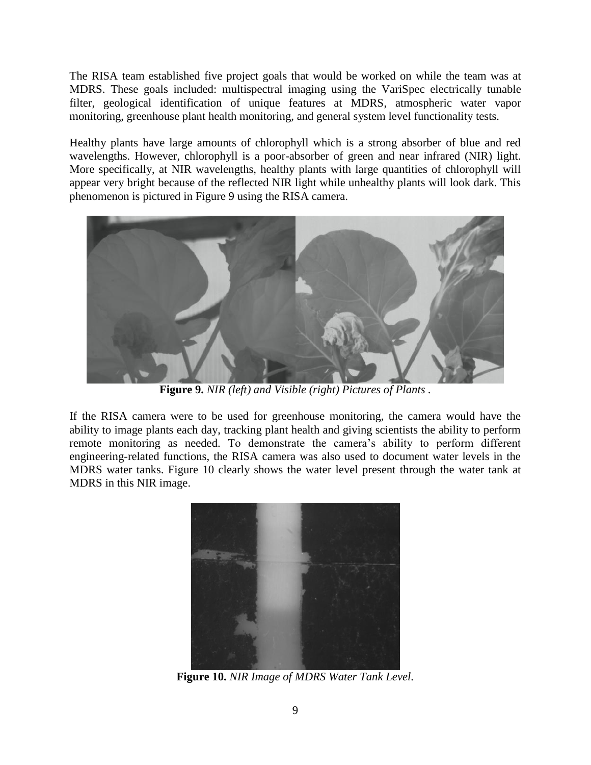The RISA team established five project goals that would be worked on while the team was at MDRS. These goals included: multispectral imaging using the VariSpec electrically tunable filter, geological identification of unique features at MDRS, atmospheric water vapor monitoring, greenhouse plant health monitoring, and general system level functionality tests.

Healthy plants have large amounts of chlorophyll which is a strong absorber of blue and red wavelengths. However, chlorophyll is a poor-absorber of green and near infrared (NIR) light. More specifically, at NIR wavelengths, healthy plants with large quantities of chlorophyll will appear very bright because of the reflected NIR light while unhealthy plants will look dark. This phenomenon is pictured in Figure 9 using the RISA camera.

**Figure 9.** *NIR (left) and Visible (right) Pictures of Plants .*

If the RISA camera were to be used for greenhouse monitoring, the camera would have the ability to image plants each day, tracking plant health and giving scientists the ability to perform remote monitoring as needed. To demonstrate the camera's ability to perform different engineering-related functions, the RISA camera was also used to document water levels in the MDRS water tanks. Figure 10 clearly shows the water level present through the water tank at MDRS in this NIR image.

**Figure 10.** *NIR Image of MDRS Water Tank Level.*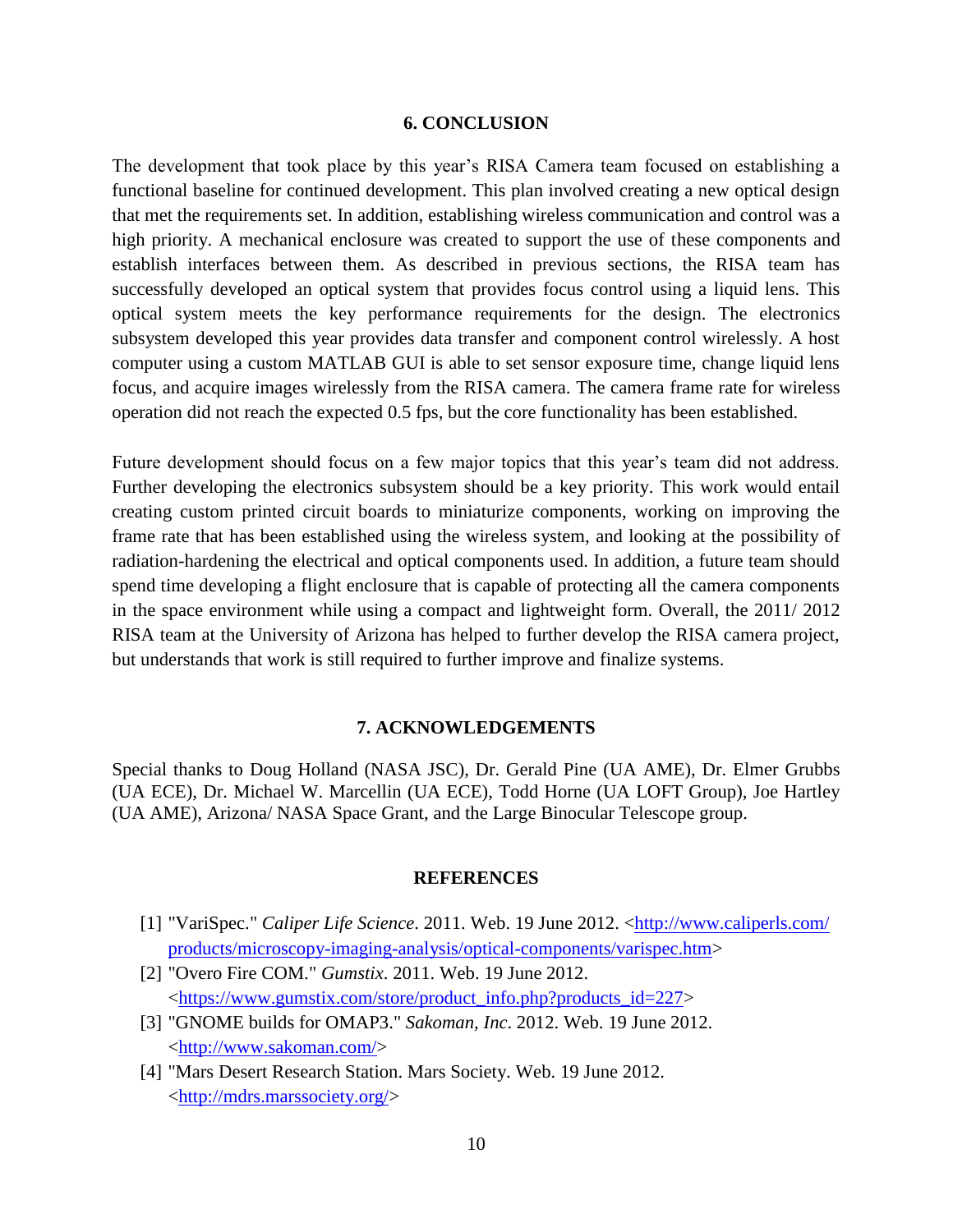## 6. CONCLUSION

The development that took place by this year's RISA Camera team focused on establishing a functional baseline for continued development. This plan involved creating a new optical design that met the requirements set. In addition, establishing wireless communication and control was a high priority. A mechanical enclosure was created to support the use of these components and establish interfaces between them. As described in previous sections, the RISA team has successfully developed an optical system that provides focus control using a liquid lens. This optical system meets the key performance requirements for the design. The electronics subsystem developed this year provides data transfer and component control wirelessly. A host computer using a custom MATLAB GUI is able to set sensor exposure time, change liquid lens focus, and acquire images wirelessly from the RISA camera. The camera frame rate for wireless operation did not reach the expected 0.5 fps, but the core functionality has been established.

Future development should focus on a few major topics that this year's team did not address. Further developing the electronics subsystem should be a key priority. This work would entail creating custom printed circuit boards to miniaturize components, working on improving the frame rate that has been established using the wireless system, and looking at the possibility of radiation-hardening the electrical and optical components used. In addition, a future team should spend time developing a flight enclosure that is capable of protecting all the camera components in the space environment while using a compact and lightweight form. Overall, the 2011/ 2012 RISA team at the University of Arizona has helped to further develop the RISA camera project, but understands that work is still required to further improve and finalize systems.

## 7. ACKNOWLEDGEMENTS

Special thanks to Doug Holland (NASA JSC), Dr. Gerald Pine (UA AME), Dr. Elmer Grubbs (UA ECE), Dr. Michael W. Marcellin (UA ECE), Todd Horne (UA LOFT Group), Joe Hartley (UA AME), Arizona/ NASA Space Grant, and the Large Binocular Telescope group.

## REFERENCES

[1] "VariSpec." *Caliper Life Science*. 2011. Web. 19 June 2012. <http://www.caliperls.com/products/microscopy-imaging-analysis/optical-components/varispec.htm>

[2] "Overo Fire COM." *Gumstix*. 2011. Web. 19 June 2012. <https://www.gumstix.com/store/product_info.php?products_id=227>

[3] "GNOME builds for OMAP3." *Sakoman, Inc*. 2012. Web. 19 June 2012. <http://www.sakoman.com/>

[4] "Mars Desert Research Station. Mars Society. Web. 19 June 2012. <http://mdrs.marssociety.org/>